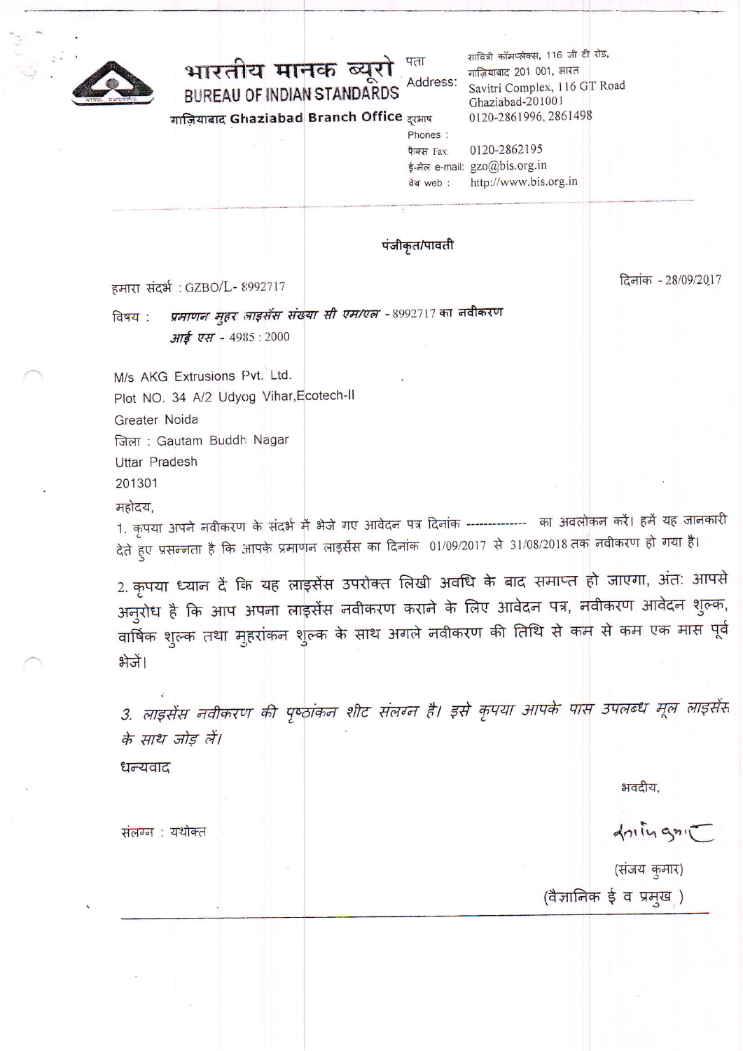# भारतीय मानक ब्यूरो
## BUREAU OF INDIAN STANDARDS
**गाज़ियाबाद Ghaziabad Branch Office**

पता Address: साविश्री कॉम्पलेक्स, 116 जी टी रोड, गाज़ियाबाद 201 001, भारत
Savitri Complex, 116 GT Road
Ghaziabad-201001

दूरभाष Phones : 0120-2861996, 2861498

फैक्स Fax: 0120-2862195

ई-मेल e-mail: gzo@bis.org.in

वेब web : http://www.bis.org.in

**पंजीकृत/पावती**

हमारा संदर्भ : GZBO/L- 8992717

दिनांक - 28/09/2017

विषय : *प्रमाणन मुहर लाइसेंस संख्या सी एम/एल* - 8992717 **का नवीकरण**
*आई एस* - 4985 : 2000

M/s AKG Extrusions Pvt. Ltd.
Plot NO. 34 A/2 Udyog Vihar,Ecotech-II
Greater Noida
जिला : Gautam Buddh Nagar
Uttar Pradesh
201301

महोदय,

1. कृपया अपने नवीकरण के संदर्भ में भेजे गए आवेदन पत्र दिनांक -------------- का अवलोकन करें। हमें यह जानकारी देते हुए प्रसन्नता है कि आपके प्रमाणन लाइसेंस का दिनांक 01/09/2017 से 31/08/2018 तक नवीकरण हो गया है।

2. कृपया ध्यान दें कि यह लाइसेंस उपरोक्त लिखी अवधि के बाद समाप्त हो जाएगा, अंत: आपसे अनुरोध है कि आप अपना लाइसेंस नवीकरण कराने के लिए आवेदन पत्र, नवीकरण आवेदन शुल्क, वार्षिक शुल्क तथा मुहरांकन शुल्क के साथ अगले नवीकरण की तिथि से कम से कम एक मास पूर्व भेजें।

3. *लाइसेंस नवीकरण की पृष्ठांकन शीट संलग्न है। इसे कृपया आपके पास उपलब्ध मूल लाइसेंस के साथ जोड़ लें।*

धन्यवाद

भवदीय,

संलग्न : यथोक्त

(संजय कुमार)
(वैज्ञानिक ई व प्रमुख )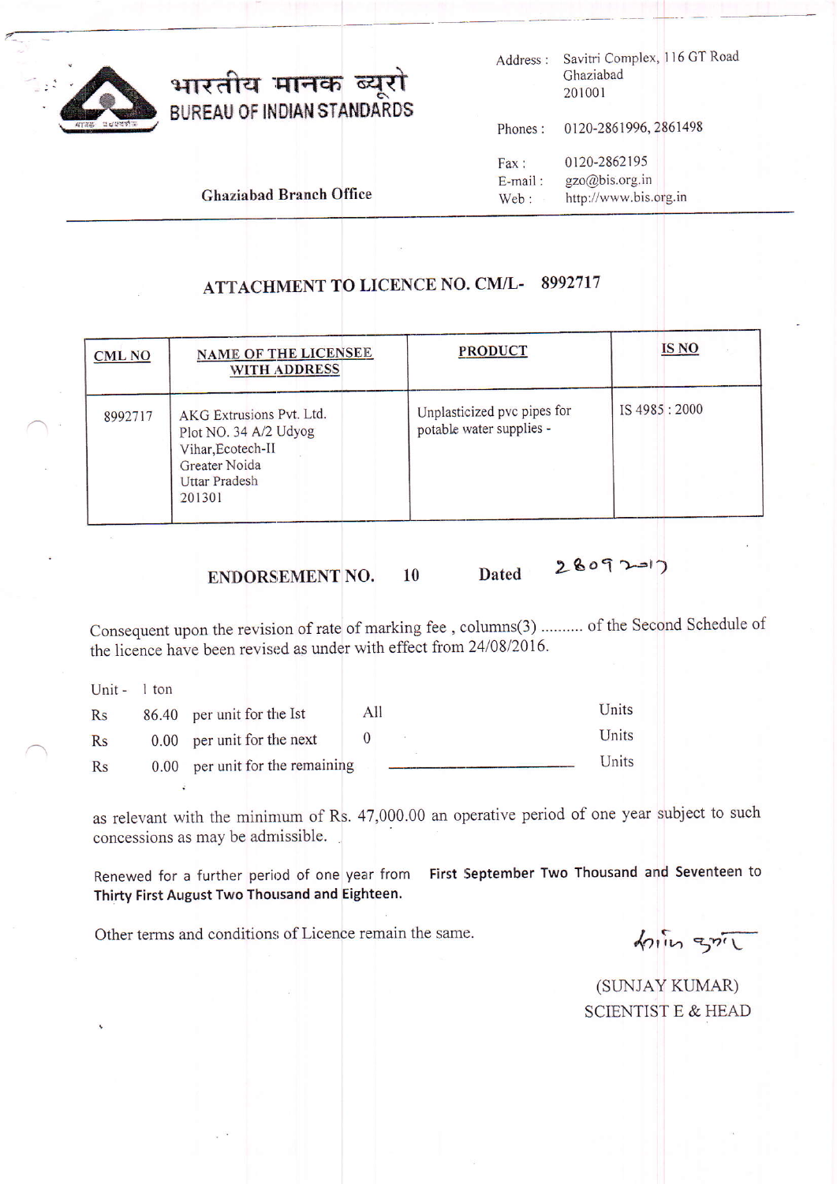भारतीय मानक ब्यूरो
BUREAU OF INDIAN STANDARDS

Ghaziabad Branch Office

Address : Savitri Complex, 116 GT Road
Ghaziabad
201001

Phones : 0120-2861996, 2861498

Fax : 0120-2862195
E-mail : gzo@bis.org.in
Web : http://www.bis.org.in

## ATTACHMENT TO LICENCE NO. CM/L- 8992717

| CML NO | NAME OF THE LICENSEE WITH ADDRESS | PRODUCT | IS NO |
|---|---|---|---|
| 8992717 | AKG Extrusions Pvt. Ltd. Plot NO. 34 A/2 Udyog Vihar,Ecotech-II Greater Noida Uttar Pradesh 201301 | Unplasticized pvc pipes for potable water supplies - | IS 4985 : 2000 |

**ENDORSEMENT NO.** 10 **Dated** 28092017

Consequent upon the revision of rate of marking fee , columns(3) .......... of the Second Schedule of the licence have been revised as under with effect from 24/08/2016.

Unit - 1 ton

| | | | | |
|---|---|---|---|---|
| Rs | 86.40 | per unit for the Ist | All | Units |
| Rs | 0.00 | per unit for the next | 0 | Units |
| Rs | 0.00 | per unit for the remaining | ____________ | Units |

as relevant with the minimum of Rs. 47,000.00 an operative period of one year subject to such concessions as may be admissible.

Renewed for a further period of one year from **First September Two Thousand and Seventeen** to **Thirty First August Two Thousand and Eighteen.**

Other terms and conditions of Licence remain the same.

(SUNJAY KUMAR)
SCIENTIST E & HEAD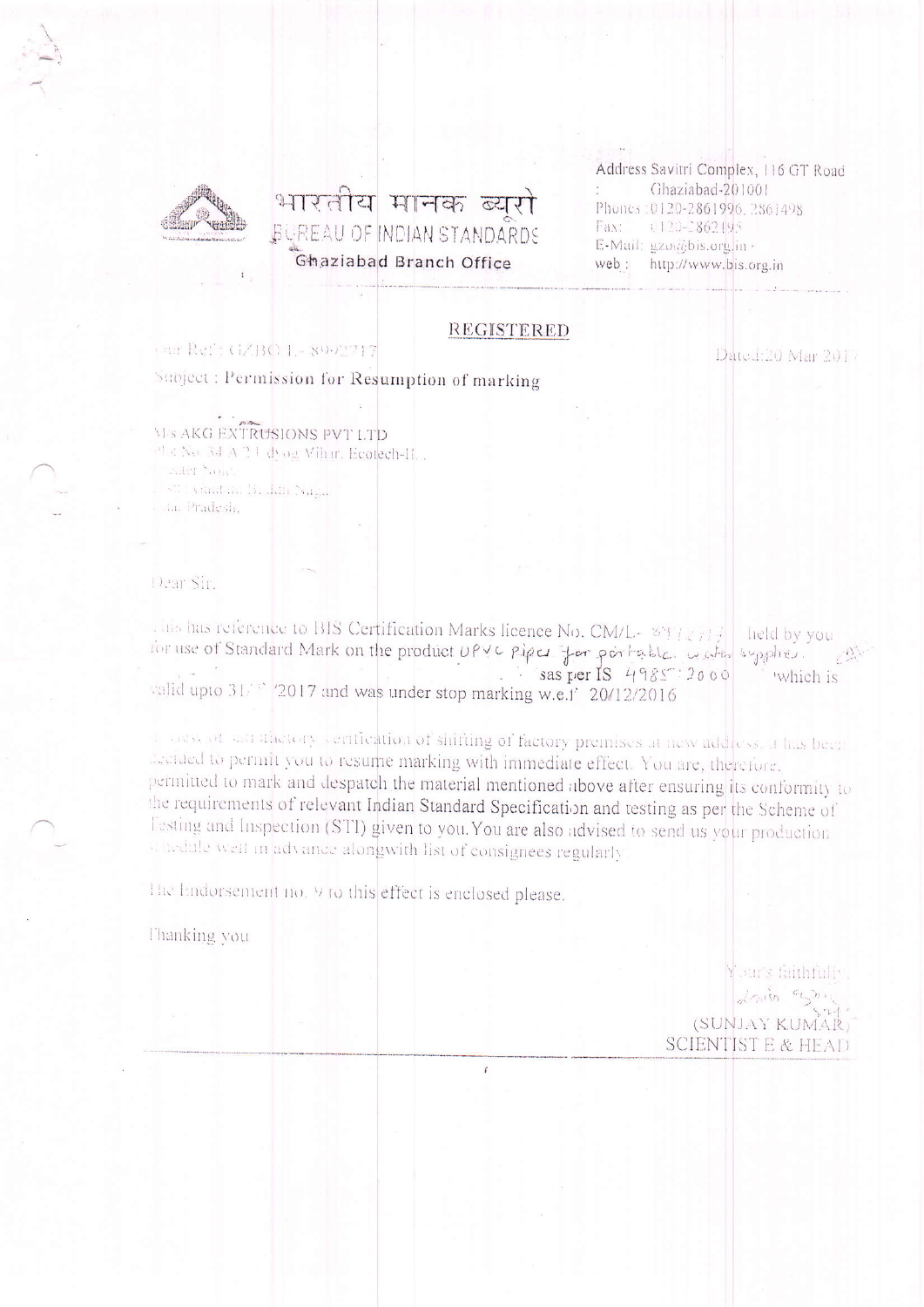भारतीय मानक ब्यूरो
BUREAU OF INDIAN STANDARDS
Ghaziabad Branch Office

Address Savitri Complex, 116 GT Road
: Ghaziabad-201001
Phones : 0120-2861996, 2861498
Fax: 0120-2862198
E-Mail: gzo@bis.org.in
web : http://www.bis.org.in

**REGISTERED**

Our Ref: GZBO/L-8992717

Dated: 20 Mar 2017

Subject : Permission for Resumption of marking

M/s AKG EXTRUSIONS PVT LTD
Plot No. 34 A/2 Udyog Vihar, Ecotech-II,
Greater Noida,
Gautam Budh Nagar,
Uttar Pradesh.

Dear Sir,

This has reference to BIS Certification Marks licence No. CM/L- 8992717 held by you for use of Standard Mark on the product UPVC pipes for portable water supplies as per IS 4985 : 2000 which is valid upto 31/ /2017 and was under stop marking w.e.f 20/12/2016

In view of satisfactory verification of shifting of factory premises at new address, it has been decided to permit you to resume marking with immediate effect. You are, therefore, permitted to mark and despatch the material mentioned above after ensuring its conformity to the requirements of relevant Indian Standard Specification and testing as per the Scheme of Testing and Inspection (STI) given to you. You are also advised to send us your production schedule well in advance alongwith list of consignees regularly.

The Endorsement no. 9 to this effect is enclosed please.

Thanking you

Yours faithfully,

(SUNJAY KUMAR)
SCIENTIST E & HEAD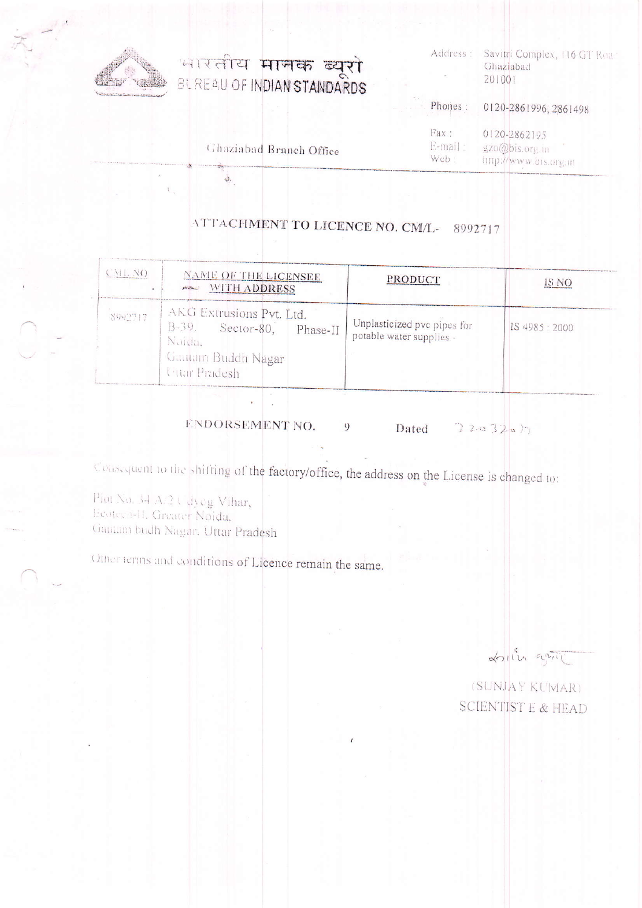भारतीय मानक ब्यूरो
BUREAU OF INDIAN STANDARDS

Ghaziabad Branch Office

Address : Savitri Complex, 116 GT Road
Ghaziabad
201001

Phones : 0120-2861996, 2861498

Fax : 0120-2862195
E-mail : gzo@bis.org.in
Web : http://www.bis.org.in

## ATTACHMENT TO LICENCE NO. CM/L- 8992717

| CML NO | NAME OF THE LICENSEE WITH ADDRESS | PRODUCT | IS NO |
|---|---|---|---|
| 8992717 | AKG Extrusions Pvt. Ltd. B-39, Sector-80, Phase-II Noida, Gautam Buddh Nagar Uttar Pradesh | Unplasticized pvc pipes for potable water supplies - | IS 4985 : 2000 |

**ENDORSEMENT NO.** 9 **Dated** 22-03-2017

Consequent to the shifting of the factory/office, the address on the License is changed to:

Plot No. 34 A/2 Udyog Vihar,
Ecotech-II, Greater Noida,
Gautam budh Nagar, Uttar Pradesh

Other terms and conditions of Licence remain the same.

संजय कुमार

(SUNJAY KUMAR)
SCIENTIST E & HEAD